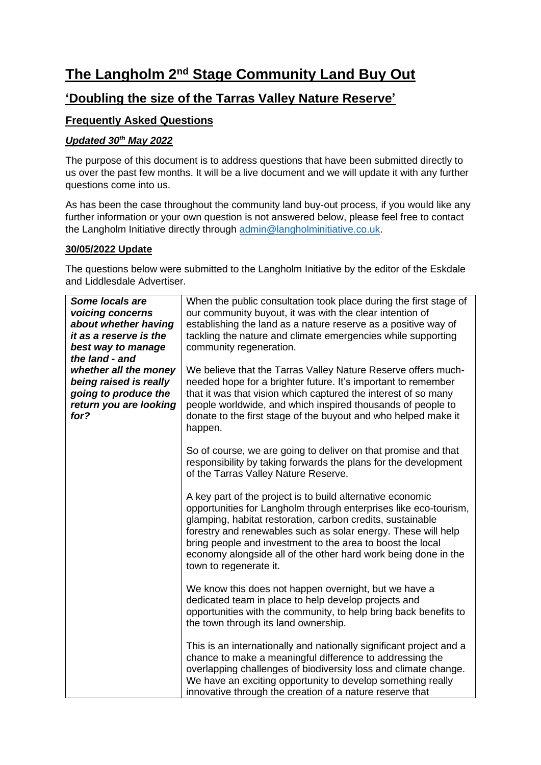# The Langholm 2nd Stage Community Land Buy Out

## 'Doubling the size of the Tarras Valley Nature Reserve'

### Frequently Asked Questions

#### *Updated 30th May 2022*

The purpose of this document is to address questions that have been submitted directly to us over the past few months. It will be a live document and we will update it with any further questions come into us.

As has been the case throughout the community land buy-out process, if you would like any further information or your own question is not answered below, please feel free to contact the Langholm Initiative directly through admin@langholminitiative.co.uk.

**30/05/2022 Update**

The questions below were submitted to the Langholm Initiative by the editor of the Eskdale and Liddlesdale Advertiser.

| | |
|---|---|
| ***Some locals are voicing concerns about whether having it as a reserve is the best way to manage the land - and whether all the money being raised is really going to produce the return you are looking for?*** | When the public consultation took place during the first stage of our community buyout, it was with the clear intention of establishing the land as a nature reserve as a positive way of tackling the nature and climate emergencies while supporting community regeneration.<br><br>We believe that the Tarras Valley Nature Reserve offers much-needed hope for a brighter future. It's important to remember that it was that vision which captured the interest of so many people worldwide, and which inspired thousands of people to donate to the first stage of the buyout and who helped make it happen.<br><br>So of course, we are going to deliver on that promise and that responsibility by taking forwards the plans for the development of the Tarras Valley Nature Reserve.<br><br>A key part of the project is to build alternative economic opportunities for Langholm through enterprises like eco-tourism, glamping, habitat restoration, carbon credits, sustainable forestry and renewables such as solar energy. These will help bring people and investment to the area to boost the local economy alongside all of the other hard work being done in the town to regenerate it.<br><br>We know this does not happen overnight, but we have a dedicated team in place to help develop projects and opportunities with the community, to help bring back benefits to the town through its land ownership.<br><br>This is an internationally and nationally significant project and a chance to make a meaningful difference to addressing the overlapping challenges of biodiversity loss and climate change. We have an exciting opportunity to develop something really innovative through the creation of a nature reserve that |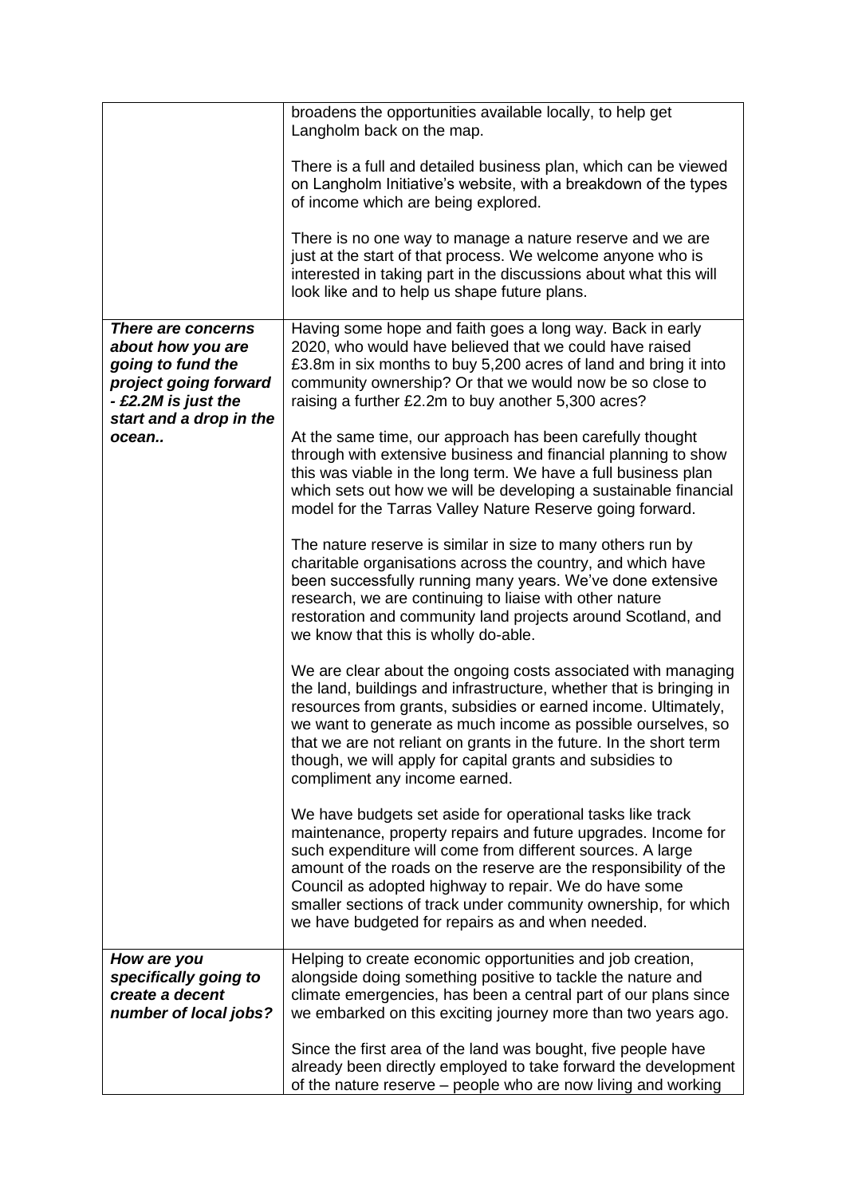| | |
|---|---|
| | broadens the opportunities available locally, to help get Langholm back on the map.<br><br>There is a full and detailed business plan, which can be viewed on Langholm Initiative's website, with a breakdown of the types of income which are being explored.<br><br>There is no one way to manage a nature reserve and we are just at the start of that process. We welcome anyone who is interested in taking part in the discussions about what this will look like and to help us shape future plans. |
| ***There are concerns about how you are going to fund the project going forward - £2.2M is just the start and a drop in the ocean..*** | Having some hope and faith goes a long way. Back in early 2020, who would have believed that we could have raised £3.8m in six months to buy 5,200 acres of land and bring it into community ownership? Or that we would now be so close to raising a further £2.2m to buy another 5,300 acres?<br><br>At the same time, our approach has been carefully thought through with extensive business and financial planning to show this was viable in the long term. We have a full business plan which sets out how we will be developing a sustainable financial model for the Tarras Valley Nature Reserve going forward.<br><br>The nature reserve is similar in size to many others run by charitable organisations across the country, and which have been successfully running many years. We've done extensive research, we are continuing to liaise with other nature restoration and community land projects around Scotland, and we know that this is wholly do-able.<br><br>We are clear about the ongoing costs associated with managing the land, buildings and infrastructure, whether that is bringing in resources from grants, subsidies or earned income. Ultimately, we want to generate as much income as possible ourselves, so that we are not reliant on grants in the future. In the short term though, we will apply for capital grants and subsidies to compliment any income earned.<br><br>We have budgets set aside for operational tasks like track maintenance, property repairs and future upgrades. Income for such expenditure will come from different sources. A large amount of the roads on the reserve are the responsibility of the Council as adopted highway to repair. We do have some smaller sections of track under community ownership, for which we have budgeted for repairs as and when needed. |
| ***How are you specifically going to create a decent number of local jobs?*** | Helping to create economic opportunities and job creation, alongside doing something positive to tackle the nature and climate emergencies, has been a central part of our plans since we embarked on this exciting journey more than two years ago.<br><br>Since the first area of the land was bought, five people have already been directly employed to take forward the development of the nature reserve – people who are now living and working |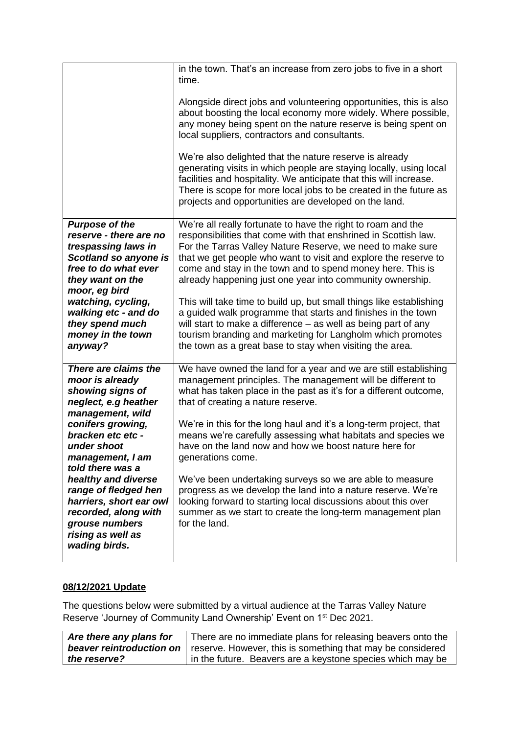| | |
|---|---|
| | in the town. That's an increase from zero jobs to five in a short time.<br><br>Alongside direct jobs and volunteering opportunities, this is also about boosting the local economy more widely. Where possible, any money being spent on the nature reserve is being spent on local suppliers, contractors and consultants.<br><br>We're also delighted that the nature reserve is already generating visits in which people are staying locally, using local facilities and hospitality. We anticipate that this will increase. There is scope for more local jobs to be created in the future as projects and opportunities are developed on the land. |
| ***Purpose of the reserve - there are no trespassing laws in Scotland so anyone is free to do what ever they want on the moor, eg bird watching, cycling, walking etc - and do they spend much money in the town anyway?*** | We're all really fortunate to have the right to roam and the responsibilities that come with that enshrined in Scottish law. For the Tarras Valley Nature Reserve, we need to make sure that we get people who want to visit and explore the reserve to come and stay in the town and to spend money here. This is already happening just one year into community ownership.<br><br>This will take time to build up, but small things like establishing a guided walk programme that starts and finishes in the town will start to make a difference – as well as being part of any tourism branding and marketing for Langholm which promotes the town as a great base to stay when visiting the area. |
| ***There are claims the moor is already showing signs of neglect, e.g heather management, wild conifers growing, bracken etc etc - under shoot management, I am told there was a healthy and diverse range of fledged hen harriers, short ear owl recorded, along with grouse numbers rising as well as wading birds.*** | We have owned the land for a year and we are still establishing management principles. The management will be different to what has taken place in the past as it's for a different outcome, that of creating a nature reserve.<br><br>We're in this for the long haul and it's a long-term project, that means we're carefully assessing what habitats and species we have on the land now and how we boost nature here for generations come.<br><br>We've been undertaking surveys so we are able to measure progress as we develop the land into a nature reserve. We're looking forward to starting local discussions about this over summer as we start to create the long-term management plan for the land. |

## 08/12/2021 Update

The questions below were submitted by a virtual audience at the Tarras Valley Nature Reserve 'Journey of Community Land Ownership' Event on 1st Dec 2021.

| | |
|---|---|
| ***Are there any plans for beaver reintroduction on the reserve?*** | There are no immediate plans for releasing beavers onto the reserve. However, this is something that may be considered in the future. Beavers are a keystone species which may be |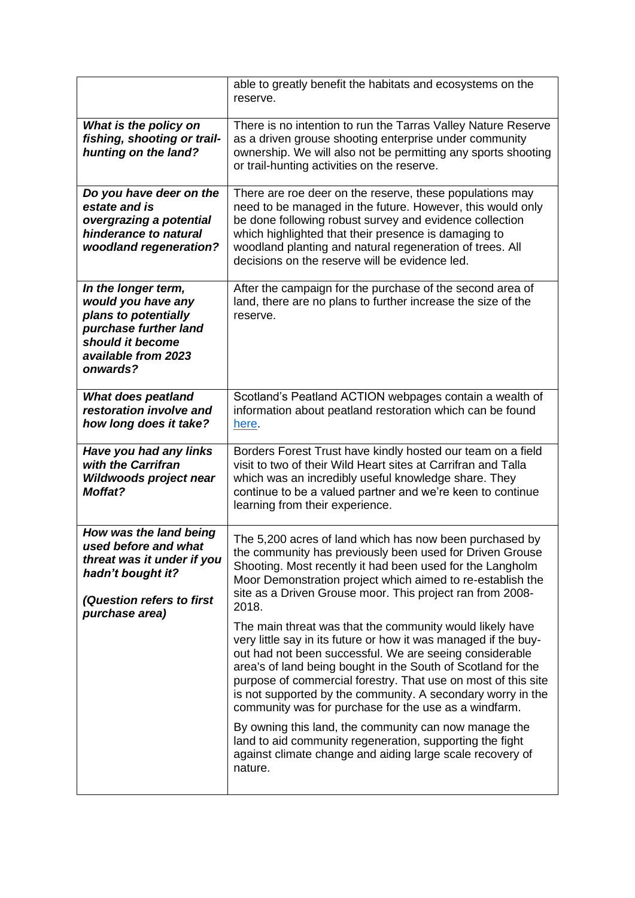| | |
|---|---|
| | able to greatly benefit the habitats and ecosystems on the reserve. |
| ***What is the policy on fishing, shooting or trail-hunting on the land?*** | There is no intention to run the Tarras Valley Nature Reserve as a driven grouse shooting enterprise under community ownership. We will also not be permitting any sports shooting or trail-hunting activities on the reserve. |
| ***Do you have deer on the estate and is overgrazing a potential hinderance to natural woodland regeneration?*** | There are roe deer on the reserve, these populations may need to be managed in the future. However, this would only be done following robust survey and evidence collection which highlighted that their presence is damaging to woodland planting and natural regeneration of trees. All decisions on the reserve will be evidence led. |
| ***In the longer term, would you have any plans to potentially purchase further land should it become available from 2023 onwards?*** | After the campaign for the purchase of the second area of land, there are no plans to further increase the size of the reserve. |
| ***What does peatland restoration involve and how long does it take?*** | Scotland's Peatland ACTION webpages contain a wealth of information about peatland restoration which can be found [here](). |
| ***Have you had any links with the Carrifran Wildwoods project near Moffat?*** | Borders Forest Trust have kindly hosted our team on a field visit to two of their Wild Heart sites at Carrifran and Talla which was an incredibly useful knowledge share. They continue to be a valued partner and we're keen to continue learning from their experience. |
| ***How was the land being used before and what threat was it under if you hadn't bought it?*** <br><br> ***(Question refers to first purchase area)*** | The 5,200 acres of land which has now been purchased by the community has previously been used for Driven Grouse Shooting. Most recently it had been used for the Langholm Moor Demonstration project which aimed to re-establish the site as a Driven Grouse moor. This project ran from 2008-2018. <br><br> The main threat was that the community would likely have very little say in its future or how it was managed if the buy-out had not been successful. We are seeing considerable area's of land being bought in the South of Scotland for the purpose of commercial forestry. That use on most of this site is not supported by the community. A secondary worry in the community was for purchase for the use as a windfarm. <br><br> By owning this land, the community can now manage the land to aid community regeneration, supporting the fight against climate change and aiding large scale recovery of nature. |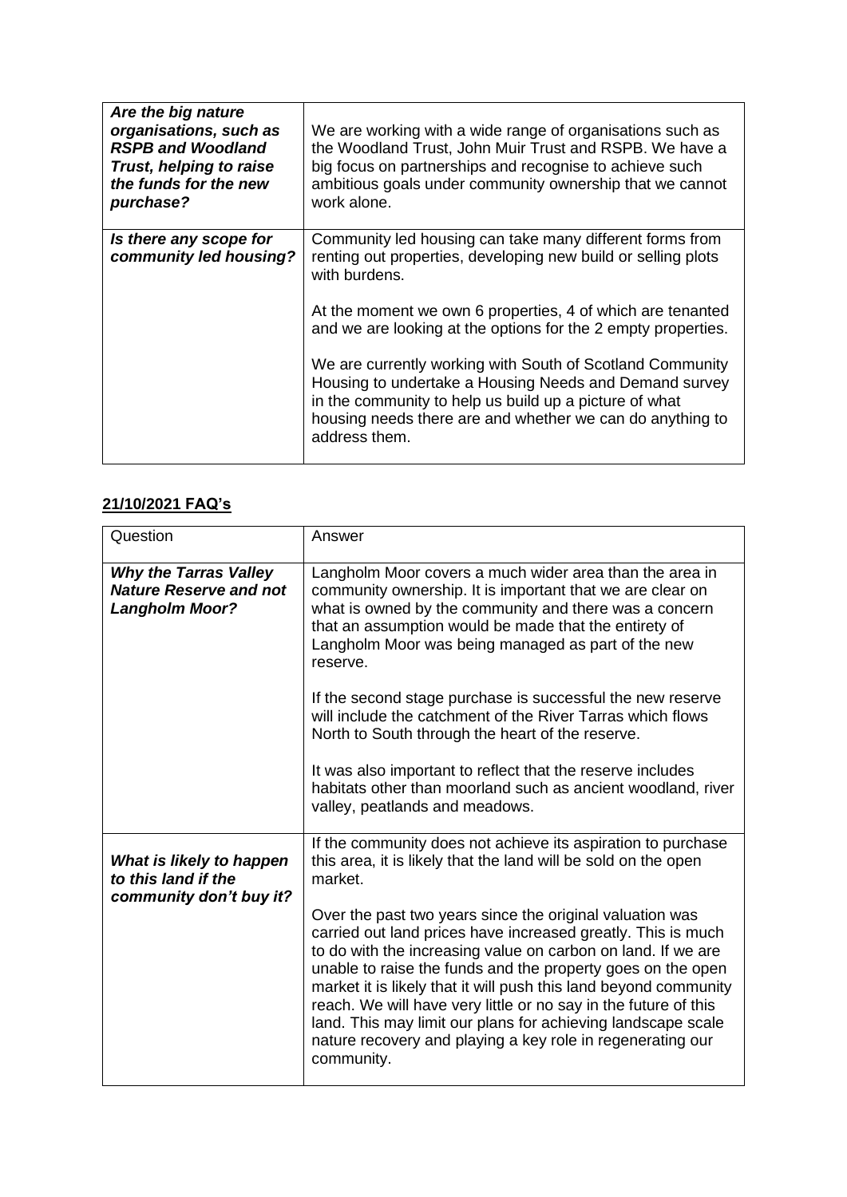| | |
|---|---|
| ***Are the big nature organisations, such as RSPB and Woodland Trust, helping to raise the funds for the new purchase?*** | We are working with a wide range of organisations such as the Woodland Trust, John Muir Trust and RSPB. We have a big focus on partnerships and recognise to achieve such ambitious goals under community ownership that we cannot work alone. |
| ***Is there any scope for community led housing?*** | Community led housing can take many different forms from renting out properties, developing new build or selling plots with burdens.<br><br>At the moment we own 6 properties, 4 of which are tenanted and we are looking at the options for the 2 empty properties.<br><br>We are currently working with South of Scotland Community Housing to undertake a Housing Needs and Demand survey in the community to help us build up a picture of what housing needs there are and whether we can do anything to address them. |

## 21/10/2021 FAQ's

| Question | Answer |
|---|---|
| ***Why the Tarras Valley Nature Reserve and not Langholm Moor?*** | Langholm Moor covers a much wider area than the area in community ownership. It is important that we are clear on what is owned by the community and there was a concern that an assumption would be made that the entirety of Langholm Moor was being managed as part of the new reserve.<br><br>If the second stage purchase is successful the new reserve will include the catchment of the River Tarras which flows North to South through the heart of the reserve.<br><br>It was also important to reflect that the reserve includes habitats other than moorland such as ancient woodland, river valley, peatlands and meadows. |
| ***What is likely to happen to this land if the community don't buy it?*** | If the community does not achieve its aspiration to purchase this area, it is likely that the land will be sold on the open market.<br><br>Over the past two years since the original valuation was carried out land prices have increased greatly. This is much to do with the increasing value on carbon on land. If we are unable to raise the funds and the property goes on the open market it is likely that it will push this land beyond community reach. We will have very little or no say in the future of this land. This may limit our plans for achieving landscape scale nature recovery and playing a key role in regenerating our community. |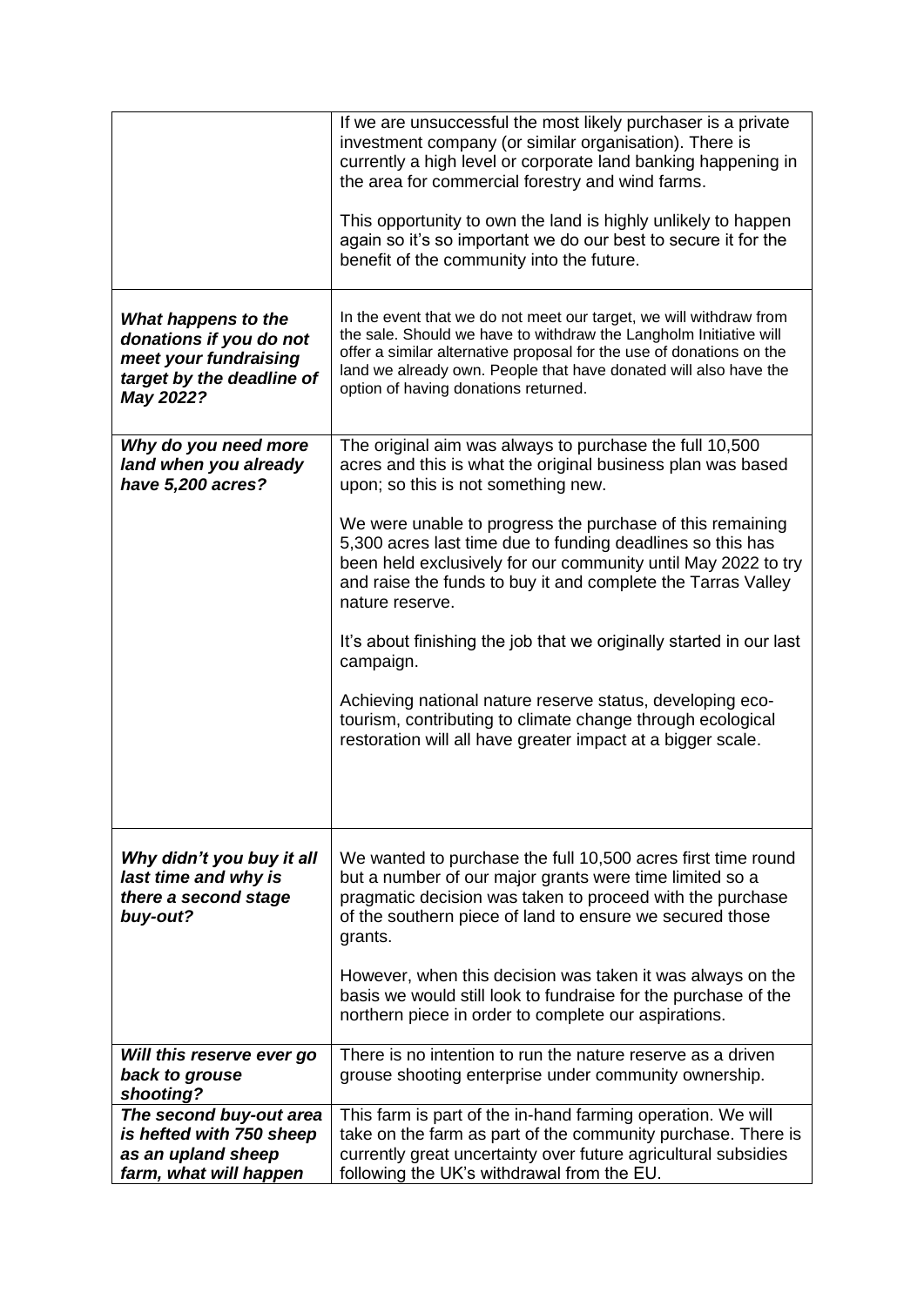| | |
|---|---|
| | If we are unsuccessful the most likely purchaser is a private investment company (or similar organisation). There is currently a high level or corporate land banking happening in the area for commercial forestry and wind farms.<br><br>This opportunity to own the land is highly unlikely to happen again so it's so important we do our best to secure it for the benefit of the community into the future. |
| ***What happens to the donations if you do not meet your fundraising target by the deadline of May 2022?*** | In the event that we do not meet our target, we will withdraw from the sale. Should we have to withdraw the Langholm Initiative will offer a similar alternative proposal for the use of donations on the land we already own. People that have donated will also have the option of having donations returned. |
| ***Why do you need more land when you already have 5,200 acres?*** | The original aim was always to purchase the full 10,500 acres and this is what the original business plan was based upon; so this is not something new.<br><br>We were unable to progress the purchase of this remaining 5,300 acres last time due to funding deadlines so this has been held exclusively for our community until May 2022 to try and raise the funds to buy it and complete the Tarras Valley nature reserve.<br><br>It's about finishing the job that we originally started in our last campaign.<br><br>Achieving national nature reserve status, developing eco-tourism, contributing to climate change through ecological restoration will all have greater impact at a bigger scale. |
| ***Why didn't you buy it all last time and why is there a second stage buy-out?*** | We wanted to purchase the full 10,500 acres first time round but a number of our major grants were time limited so a pragmatic decision was taken to proceed with the purchase of the southern piece of land to ensure we secured those grants.<br><br>However, when this decision was taken it was always on the basis we would still look to fundraise for the purchase of the northern piece in order to complete our aspirations. |
| ***Will this reserve ever go back to grouse shooting?*** | There is no intention to run the nature reserve as a driven grouse shooting enterprise under community ownership. |
| ***The second buy-out area is hefted with 750 sheep as an upland sheep farm, what will happen*** | This farm is part of the in-hand farming operation. We will take on the farm as part of the community purchase. There is currently great uncertainty over future agricultural subsidies following the UK's withdrawal from the EU. |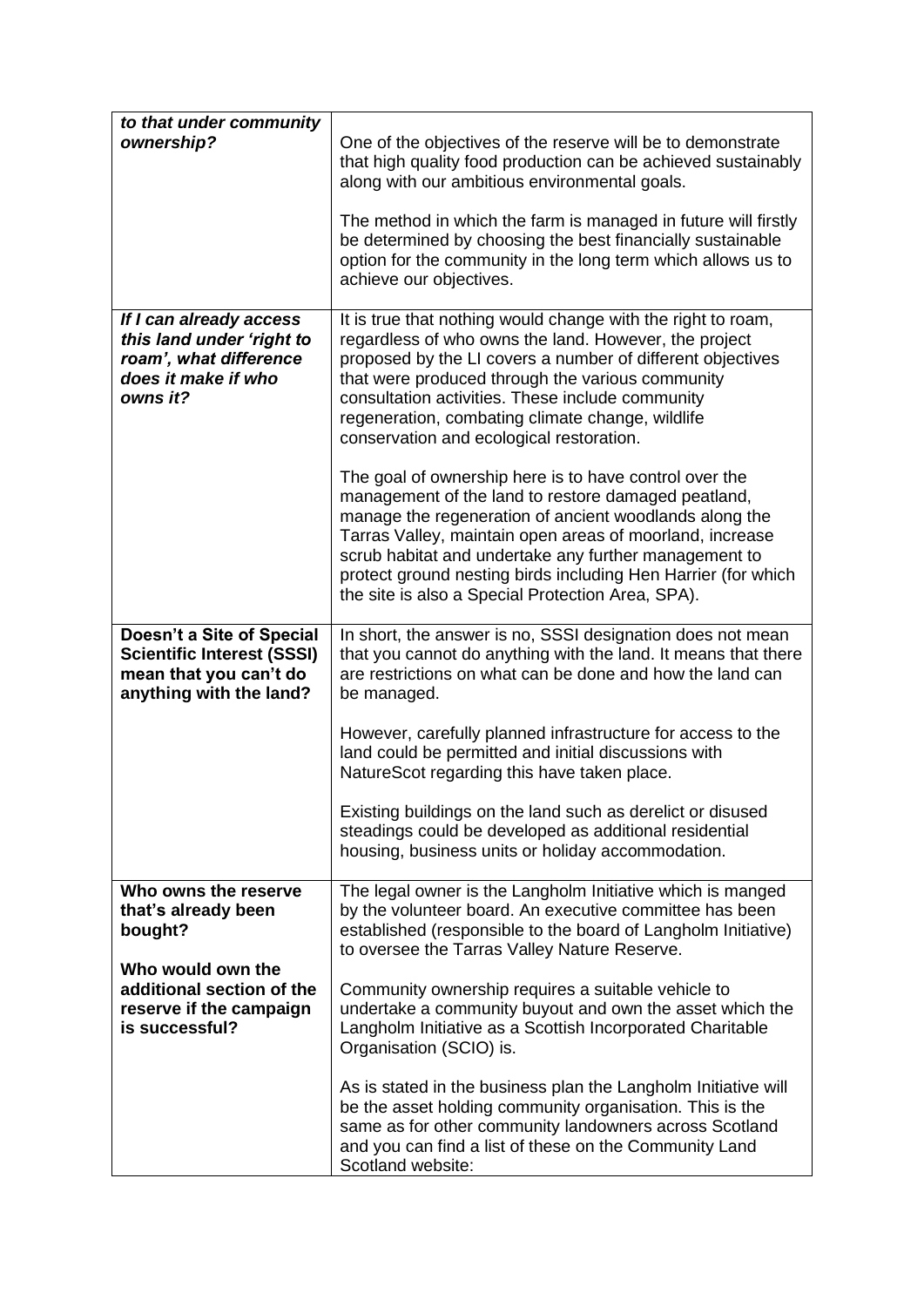| | |
|---|---|
| ***to that under community ownership?*** | One of the objectives of the reserve will be to demonstrate that high quality food production can be achieved sustainably along with our ambitious environmental goals.<br><br>The method in which the farm is managed in future will firstly be determined by choosing the best financially sustainable option for the community in the long term which allows us to achieve our objectives. |
| ***If I can already access this land under 'right to roam', what difference does it make if who owns it?*** | It is true that nothing would change with the right to roam, regardless of who owns the land. However, the project proposed by the LI covers a number of different objectives that were produced through the various community consultation activities. These include community regeneration, combating climate change, wildlife conservation and ecological restoration.<br><br>The goal of ownership here is to have control over the management of the land to restore damaged peatland, manage the regeneration of ancient woodlands along the Tarras Valley, maintain open areas of moorland, increase scrub habitat and undertake any further management to protect ground nesting birds including Hen Harrier (for which the site is also a Special Protection Area, SPA). |
| **Doesn't a Site of Special Scientific Interest (SSSI) mean that you can't do anything with the land?** | In short, the answer is no, SSSI designation does not mean that you cannot do anything with the land. It means that there are restrictions on what can be done and how the land can be managed.<br><br>However, carefully planned infrastructure for access to the land could be permitted and initial discussions with NatureScot regarding this have taken place.<br><br>Existing buildings on the land such as derelict or disused steadings could be developed as additional residential housing, business units or holiday accommodation. |
| **Who owns the reserve that's already been bought?**<br><br>**Who would own the additional section of the reserve if the campaign is successful?** | The legal owner is the Langholm Initiative which is manged by the volunteer board. An executive committee has been established (responsible to the board of Langholm Initiative) to oversee the Tarras Valley Nature Reserve.<br><br>Community ownership requires a suitable vehicle to undertake a community buyout and own the asset which the Langholm Initiative as a Scottish Incorporated Charitable Organisation (SCIO) is.<br><br>As is stated in the business plan the Langholm Initiative will be the asset holding community organisation. This is the same as for other community landowners across Scotland and you can find a list of these on the Community Land Scotland website: |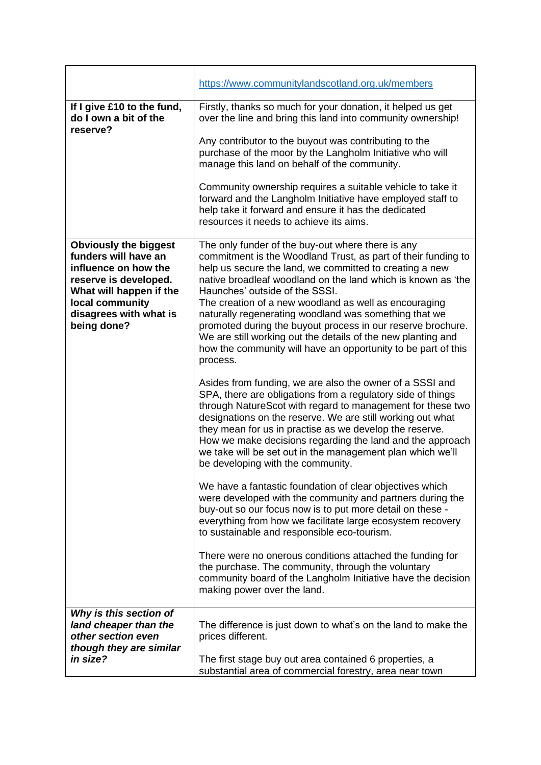| | |
|---|---|
| | https://www.communitylandscotland.org.uk/members |
| **If I give £10 to the fund, do I own a bit of the reserve?** | Firstly, thanks so much for your donation, it helped us get over the line and bring this land into community ownership!<br><br>Any contributor to the buyout was contributing to the purchase of the moor by the Langholm Initiative who will manage this land on behalf of the community.<br><br>Community ownership requires a suitable vehicle to take it forward and the Langholm Initiative have employed staff to help take it forward and ensure it has the dedicated resources it needs to achieve its aims. |
| **Obviously the biggest funders will have an influence on how the reserve is developed. What will happen if the local community disagrees with what is being done?** | The only funder of the buy-out where there is any commitment is the Woodland Trust, as part of their funding to help us secure the land, we committed to creating a new native broadleaf woodland on the land which is known as 'the Haunches' outside of the SSSI.<br>The creation of a new woodland as well as encouraging naturally regenerating woodland was something that we promoted during the buyout process in our reserve brochure. We are still working out the details of the new planting and how the community will have an opportunity to be part of this process.<br><br>Asides from funding, we are also the owner of a SSSI and SPA, there are obligations from a regulatory side of things through NatureScot with regard to management for these two designations on the reserve. We are still working out what they mean for us in practise as we develop the reserve. How we make decisions regarding the land and the approach we take will be set out in the management plan which we'll be developing with the community.<br><br>We have a fantastic foundation of clear objectives which were developed with the community and partners during the buy-out so our focus now is to put more detail on these - everything from how we facilitate large ecosystem recovery to sustainable and responsible eco-tourism.<br><br>There were no onerous conditions attached the funding for the purchase. The community, through the voluntary community board of the Langholm Initiative have the decision making power over the land. |
| ***Why is this section of land cheaper than the other section even though they are similar in size?*** | The difference is just down to what's on the land to make the prices different.<br><br>The first stage buy out area contained 6 properties, a substantial area of commercial forestry, area near town |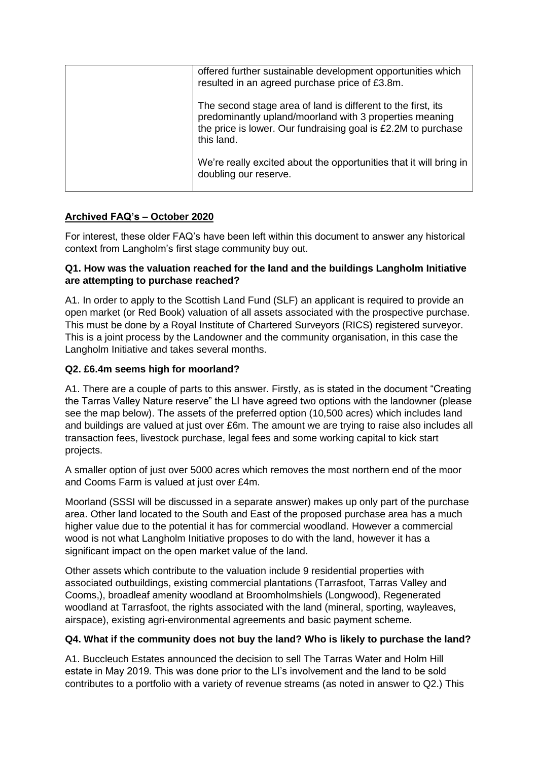| | |
|---|---|
| | offered further sustainable development opportunities which resulted in an agreed purchase price of £3.8m.<br><br>The second stage area of land is different to the first, its predominantly upland/moorland with 3 properties meaning the price is lower. Our fundraising goal is £2.2M to purchase this land.<br><br>We're really excited about the opportunities that it will bring in doubling our reserve. |

## **Archived FAQ's – October 2020**

For interest, these older FAQ's have been left within this document to answer any historical context from Langholm's first stage community buy out.

### **Q1. How was the valuation reached for the land and the buildings Langholm Initiative are attempting to purchase reached?**

A1. In order to apply to the Scottish Land Fund (SLF) an applicant is required to provide an open market (or Red Book) valuation of all assets associated with the prospective purchase. This must be done by a Royal Institute of Chartered Surveyors (RICS) registered surveyor. This is a joint process by the Landowner and the community organisation, in this case the Langholm Initiative and takes several months.

### **Q2. £6.4m seems high for moorland?**

A1. There are a couple of parts to this answer. Firstly, as is stated in the document "Creating the Tarras Valley Nature reserve" the LI have agreed two options with the landowner (please see the map below). The assets of the preferred option (10,500 acres) which includes land and buildings are valued at just over £6m. The amount we are trying to raise also includes all transaction fees, livestock purchase, legal fees and some working capital to kick start projects.

A smaller option of just over 5000 acres which removes the most northern end of the moor and Cooms Farm is valued at just over £4m.

Moorland (SSSI will be discussed in a separate answer) makes up only part of the purchase area. Other land located to the South and East of the proposed purchase area has a much higher value due to the potential it has for commercial woodland. However a commercial wood is not what Langholm Initiative proposes to do with the land, however it has a significant impact on the open market value of the land.

Other assets which contribute to the valuation include 9 residential properties with associated outbuildings, existing commercial plantations (Tarrasfoot, Tarras Valley and Cooms,), broadleaf amenity woodland at Broomholmshiels (Longwood), Regenerated woodland at Tarrasfoot, the rights associated with the land (mineral, sporting, wayleaves, airspace), existing agri-environmental agreements and basic payment scheme.

### **Q4. What if the community does not buy the land? Who is likely to purchase the land?**

A1. Buccleuch Estates announced the decision to sell The Tarras Water and Holm Hill estate in May 2019. This was done prior to the LI's involvement and the land to be sold contributes to a portfolio with a variety of revenue streams (as noted in answer to Q2.) This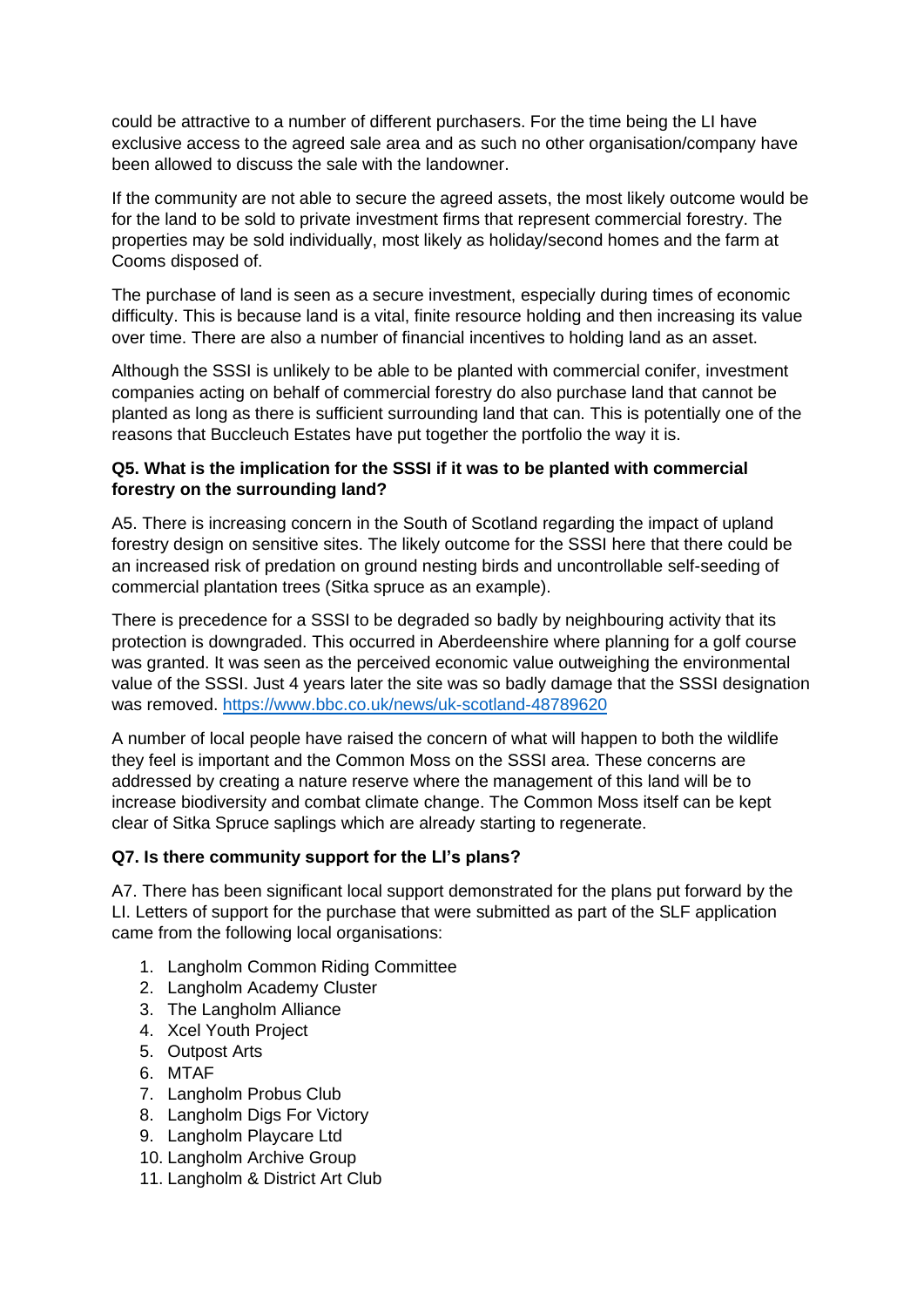could be attractive to a number of different purchasers. For the time being the LI have exclusive access to the agreed sale area and as such no other organisation/company have been allowed to discuss the sale with the landowner.

If the community are not able to secure the agreed assets, the most likely outcome would be for the land to be sold to private investment firms that represent commercial forestry. The properties may be sold individually, most likely as holiday/second homes and the farm at Cooms disposed of.

The purchase of land is seen as a secure investment, especially during times of economic difficulty. This is because land is a vital, finite resource holding and then increasing its value over time. There are also a number of financial incentives to holding land as an asset.

Although the SSSI is unlikely to be able to be planted with commercial conifer, investment companies acting on behalf of commercial forestry do also purchase land that cannot be planted as long as there is sufficient surrounding land that can. This is potentially one of the reasons that Buccleuch Estates have put together the portfolio the way it is.

**Q5. What is the implication for the SSSI if it was to be planted with commercial forestry on the surrounding land?**

A5. There is increasing concern in the South of Scotland regarding the impact of upland forestry design on sensitive sites. The likely outcome for the SSSI here that there could be an increased risk of predation on ground nesting birds and uncontrollable self-seeding of commercial plantation trees (Sitka spruce as an example).

There is precedence for a SSSI to be degraded so badly by neighbouring activity that its protection is downgraded. This occurred in Aberdeenshire where planning for a golf course was granted. It was seen as the perceived economic value outweighing the environmental value of the SSSI. Just 4 years later the site was so badly damage that the SSSI designation was removed. https://www.bbc.co.uk/news/uk-scotland-48789620

A number of local people have raised the concern of what will happen to both the wildlife they feel is important and the Common Moss on the SSSI area. These concerns are addressed by creating a nature reserve where the management of this land will be to increase biodiversity and combat climate change. The Common Moss itself can be kept clear of Sitka Spruce saplings which are already starting to regenerate.

**Q7. Is there community support for the LI's plans?**

A7. There has been significant local support demonstrated for the plans put forward by the LI. Letters of support for the purchase that were submitted as part of the SLF application came from the following local organisations:

1. Langholm Common Riding Committee
2. Langholm Academy Cluster
3. The Langholm Alliance
4. Xcel Youth Project
5. Outpost Arts
6. MTAF
7. Langholm Probus Club
8. Langholm Digs For Victory
9. Langholm Playcare Ltd
10. Langholm Archive Group
11. Langholm & District Art Club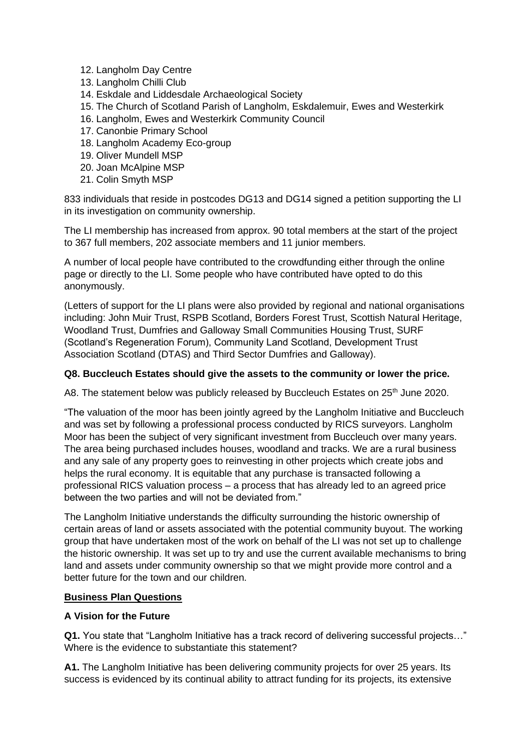12. Langholm Day Centre
13. Langholm Chilli Club
14. Eskdale and Liddesdale Archaeological Society
15. The Church of Scotland Parish of Langholm, Eskdalemuir, Ewes and Westerkirk
16. Langholm, Ewes and Westerkirk Community Council
17. Canonbie Primary School
18. Langholm Academy Eco-group
19. Oliver Mundell MSP
20. Joan McAlpine MSP
21. Colin Smyth MSP

833 individuals that reside in postcodes DG13 and DG14 signed a petition supporting the LI in its investigation on community ownership.

The LI membership has increased from approx. 90 total members at the start of the project to 367 full members, 202 associate members and 11 junior members.

A number of local people have contributed to the crowdfunding either through the online page or directly to the LI. Some people who have contributed have opted to do this anonymously.

(Letters of support for the LI plans were also provided by regional and national organisations including: John Muir Trust, RSPB Scotland, Borders Forest Trust, Scottish Natural Heritage, Woodland Trust, Dumfries and Galloway Small Communities Housing Trust, SURF (Scotland's Regeneration Forum), Community Land Scotland, Development Trust Association Scotland (DTAS) and Third Sector Dumfries and Galloway).

**Q8. Buccleuch Estates should give the assets to the community or lower the price.**

A8. The statement below was publicly released by Buccleuch Estates on 25th June 2020.

"The valuation of the moor has been jointly agreed by the Langholm Initiative and Buccleuch and was set by following a professional process conducted by RICS surveyors. Langholm Moor has been the subject of very significant investment from Buccleuch over many years. The area being purchased includes houses, woodland and tracks. We are a rural business and any sale of any property goes to reinvesting in other projects which create jobs and helps the rural economy. It is equitable that any purchase is transacted following a professional RICS valuation process – a process that has already led to an agreed price between the two parties and will not be deviated from."

The Langholm Initiative understands the difficulty surrounding the historic ownership of certain areas of land or assets associated with the potential community buyout. The working group that have undertaken most of the work on behalf of the LI was not set up to challenge the historic ownership. It was set up to try and use the current available mechanisms to bring land and assets under community ownership so that we might provide more control and a better future for the town and our children.

## Business Plan Questions

### A Vision for the Future

**Q1.** You state that "Langholm Initiative has a track record of delivering successful projects…" Where is the evidence to substantiate this statement?

**A1.** The Langholm Initiative has been delivering community projects for over 25 years. Its success is evidenced by its continual ability to attract funding for its projects, its extensive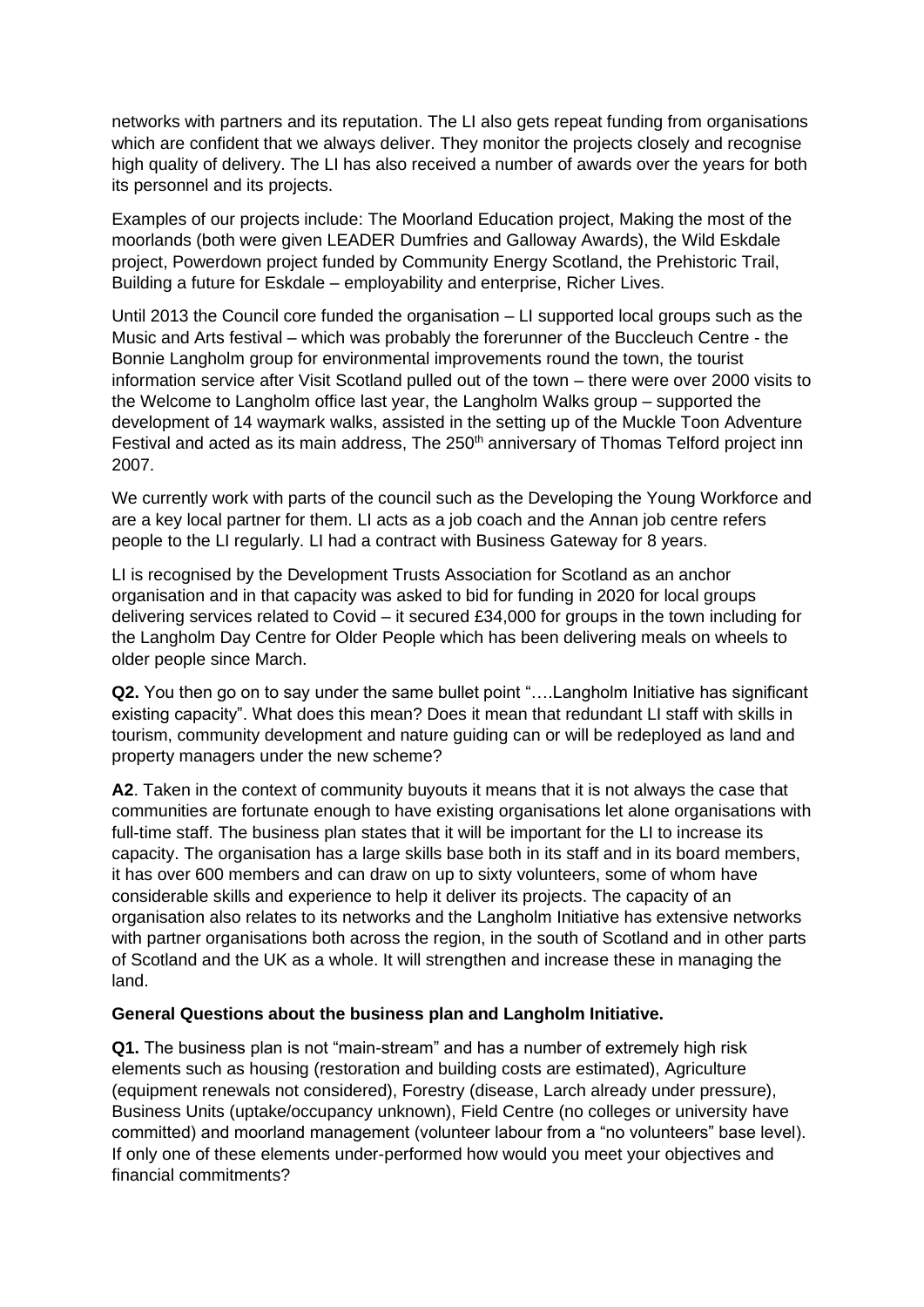networks with partners and its reputation. The LI also gets repeat funding from organisations which are confident that we always deliver. They monitor the projects closely and recognise high quality of delivery. The LI has also received a number of awards over the years for both its personnel and its projects.

Examples of our projects include: The Moorland Education project, Making the most of the moorlands (both were given LEADER Dumfries and Galloway Awards), the Wild Eskdale project, Powerdown project funded by Community Energy Scotland, the Prehistoric Trail, Building a future for Eskdale – employability and enterprise, Richer Lives.

Until 2013 the Council core funded the organisation – LI supported local groups such as the Music and Arts festival – which was probably the forerunner of the Buccleuch Centre - the Bonnie Langholm group for environmental improvements round the town, the tourist information service after Visit Scotland pulled out of the town – there were over 2000 visits to the Welcome to Langholm office last year, the Langholm Walks group – supported the development of 14 waymark walks, assisted in the setting up of the Muckle Toon Adventure Festival and acted as its main address, The 250th anniversary of Thomas Telford project inn 2007.

We currently work with parts of the council such as the Developing the Young Workforce and are a key local partner for them. LI acts as a job coach and the Annan job centre refers people to the LI regularly. LI had a contract with Business Gateway for 8 years.

LI is recognised by the Development Trusts Association for Scotland as an anchor organisation and in that capacity was asked to bid for funding in 2020 for local groups delivering services related to Covid – it secured £34,000 for groups in the town including for the Langholm Day Centre for Older People which has been delivering meals on wheels to older people since March.

**Q2.** You then go on to say under the same bullet point "….Langholm Initiative has significant existing capacity". What does this mean? Does it mean that redundant LI staff with skills in tourism, community development and nature guiding can or will be redeployed as land and property managers under the new scheme?

**A2**. Taken in the context of community buyouts it means that it is not always the case that communities are fortunate enough to have existing organisations let alone organisations with full-time staff. The business plan states that it will be important for the LI to increase its capacity. The organisation has a large skills base both in its staff and in its board members, it has over 600 members and can draw on up to sixty volunteers, some of whom have considerable skills and experience to help it deliver its projects. The capacity of an organisation also relates to its networks and the Langholm Initiative has extensive networks with partner organisations both across the region, in the south of Scotland and in other parts of Scotland and the UK as a whole. It will strengthen and increase these in managing the land.

**General Questions about the business plan and Langholm Initiative.**

**Q1.** The business plan is not "main-stream" and has a number of extremely high risk elements such as housing (restoration and building costs are estimated), Agriculture (equipment renewals not considered), Forestry (disease, Larch already under pressure), Business Units (uptake/occupancy unknown), Field Centre (no colleges or university have committed) and moorland management (volunteer labour from a "no volunteers" base level). If only one of these elements under-performed how would you meet your objectives and financial commitments?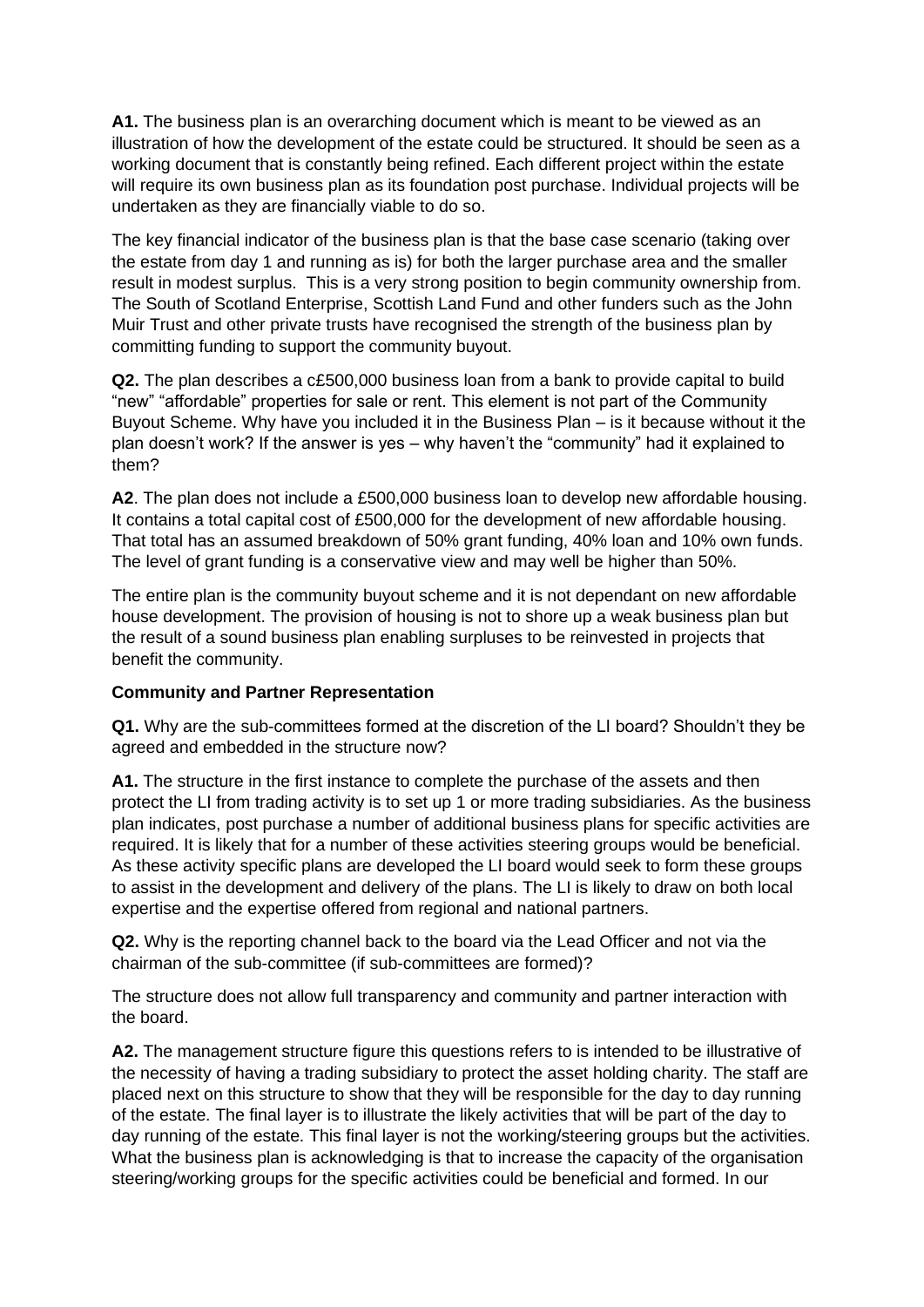**A1.** The business plan is an overarching document which is meant to be viewed as an illustration of how the development of the estate could be structured. It should be seen as a working document that is constantly being refined. Each different project within the estate will require its own business plan as its foundation post purchase. Individual projects will be undertaken as they are financially viable to do so.

The key financial indicator of the business plan is that the base case scenario (taking over the estate from day 1 and running as is) for both the larger purchase area and the smaller result in modest surplus. This is a very strong position to begin community ownership from. The South of Scotland Enterprise, Scottish Land Fund and other funders such as the John Muir Trust and other private trusts have recognised the strength of the business plan by committing funding to support the community buyout.

**Q2.** The plan describes a c£500,000 business loan from a bank to provide capital to build "new" "affordable" properties for sale or rent. This element is not part of the Community Buyout Scheme. Why have you included it in the Business Plan – is it because without it the plan doesn't work? If the answer is yes – why haven't the "community" had it explained to them?

**A2**. The plan does not include a £500,000 business loan to develop new affordable housing. It contains a total capital cost of £500,000 for the development of new affordable housing. That total has an assumed breakdown of 50% grant funding, 40% loan and 10% own funds. The level of grant funding is a conservative view and may well be higher than 50%.

The entire plan is the community buyout scheme and it is not dependant on new affordable house development. The provision of housing is not to shore up a weak business plan but the result of a sound business plan enabling surpluses to be reinvested in projects that benefit the community.

**Community and Partner Representation**

**Q1.** Why are the sub-committees formed at the discretion of the LI board? Shouldn't they be agreed and embedded in the structure now?

**A1.** The structure in the first instance to complete the purchase of the assets and then protect the LI from trading activity is to set up 1 or more trading subsidiaries. As the business plan indicates, post purchase a number of additional business plans for specific activities are required. It is likely that for a number of these activities steering groups would be beneficial. As these activity specific plans are developed the LI board would seek to form these groups to assist in the development and delivery of the plans. The LI is likely to draw on both local expertise and the expertise offered from regional and national partners.

**Q2.** Why is the reporting channel back to the board via the Lead Officer and not via the chairman of the sub-committee (if sub-committees are formed)?

The structure does not allow full transparency and community and partner interaction with the board.

**A2.** The management structure figure this questions refers to is intended to be illustrative of the necessity of having a trading subsidiary to protect the asset holding charity. The staff are placed next on this structure to show that they will be responsible for the day to day running of the estate. The final layer is to illustrate the likely activities that will be part of the day to day running of the estate. This final layer is not the working/steering groups but the activities. What the business plan is acknowledging is that to increase the capacity of the organisation steering/working groups for the specific activities could be beneficial and formed. In our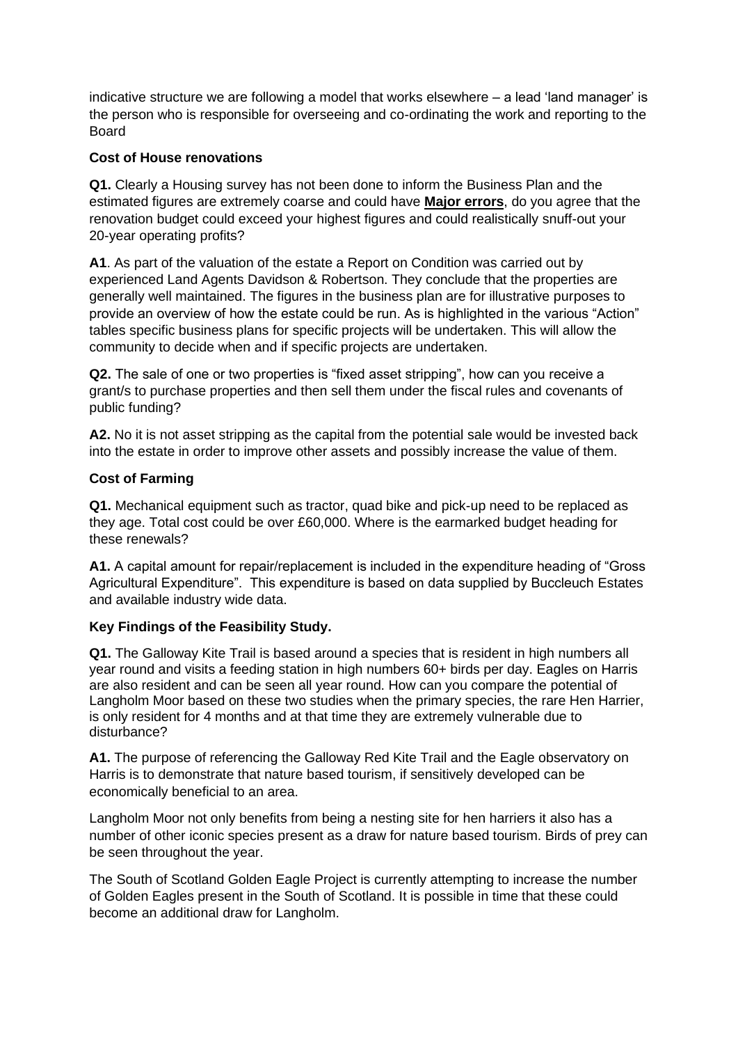indicative structure we are following a model that works elsewhere – a lead 'land manager' is the person who is responsible for overseeing and co-ordinating the work and reporting to the Board

**Cost of House renovations**

**Q1.** Clearly a Housing survey has not been done to inform the Business Plan and the estimated figures are extremely coarse and could have **Major errors**, do you agree that the renovation budget could exceed your highest figures and could realistically snuff-out your 20-year operating profits?

**A1**. As part of the valuation of the estate a Report on Condition was carried out by experienced Land Agents Davidson & Robertson. They conclude that the properties are generally well maintained. The figures in the business plan are for illustrative purposes to provide an overview of how the estate could be run. As is highlighted in the various "Action" tables specific business plans for specific projects will be undertaken. This will allow the community to decide when and if specific projects are undertaken.

**Q2.** The sale of one or two properties is "fixed asset stripping", how can you receive a grant/s to purchase properties and then sell them under the fiscal rules and covenants of public funding?

**A2.** No it is not asset stripping as the capital from the potential sale would be invested back into the estate in order to improve other assets and possibly increase the value of them.

**Cost of Farming**

**Q1.** Mechanical equipment such as tractor, quad bike and pick-up need to be replaced as they age. Total cost could be over £60,000. Where is the earmarked budget heading for these renewals?

**A1.** A capital amount for repair/replacement is included in the expenditure heading of "Gross Agricultural Expenditure". This expenditure is based on data supplied by Buccleuch Estates and available industry wide data.

**Key Findings of the Feasibility Study.**

**Q1.** The Galloway Kite Trail is based around a species that is resident in high numbers all year round and visits a feeding station in high numbers 60+ birds per day. Eagles on Harris are also resident and can be seen all year round. How can you compare the potential of Langholm Moor based on these two studies when the primary species, the rare Hen Harrier, is only resident for 4 months and at that time they are extremely vulnerable due to disturbance?

**A1.** The purpose of referencing the Galloway Red Kite Trail and the Eagle observatory on Harris is to demonstrate that nature based tourism, if sensitively developed can be economically beneficial to an area.

Langholm Moor not only benefits from being a nesting site for hen harriers it also has a number of other iconic species present as a draw for nature based tourism. Birds of prey can be seen throughout the year.

The South of Scotland Golden Eagle Project is currently attempting to increase the number of Golden Eagles present in the South of Scotland. It is possible in time that these could become an additional draw for Langholm.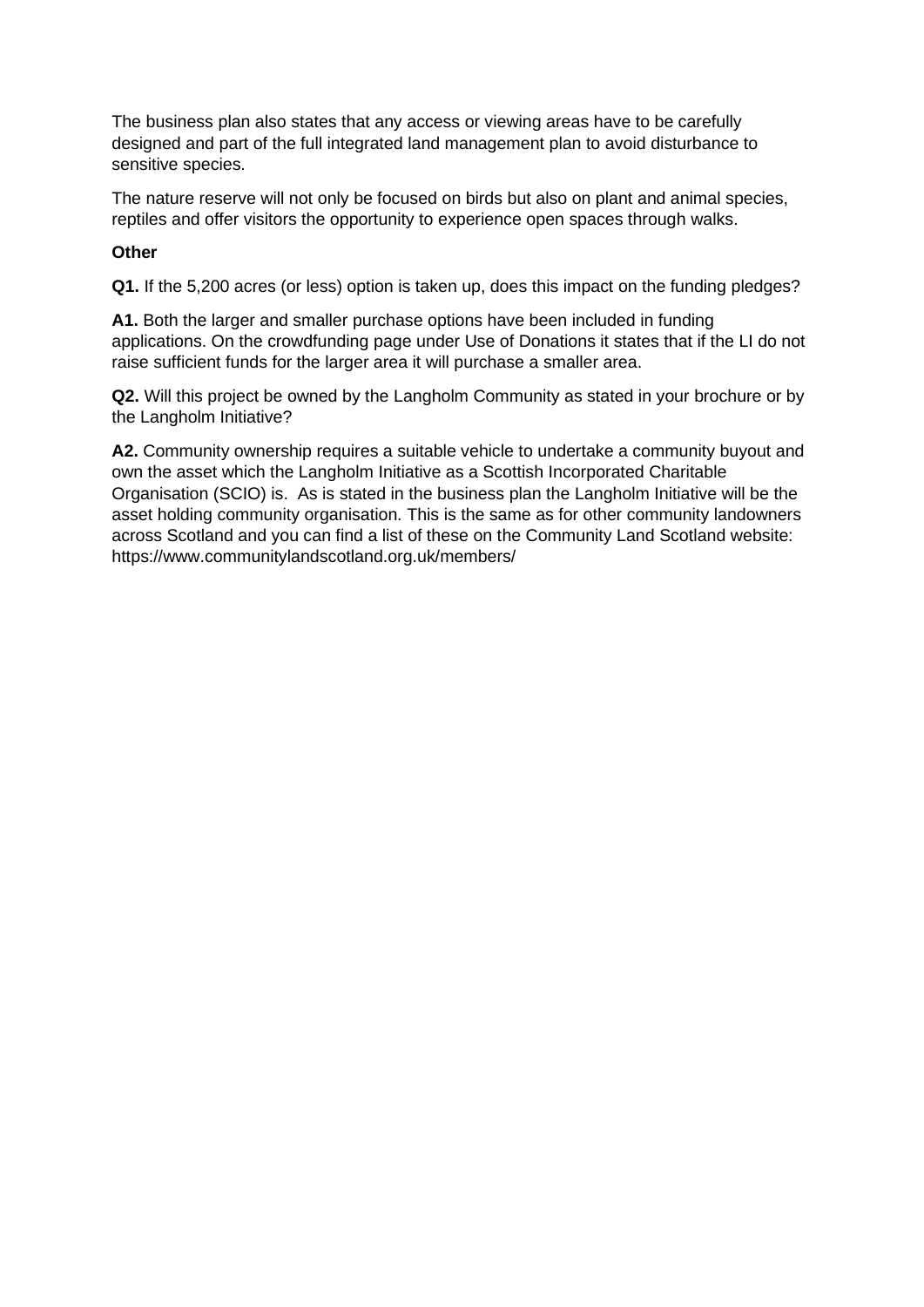The business plan also states that any access or viewing areas have to be carefully designed and part of the full integrated land management plan to avoid disturbance to sensitive species.

The nature reserve will not only be focused on birds but also on plant and animal species, reptiles and offer visitors the opportunity to experience open spaces through walks.

**Other**

**Q1.** If the 5,200 acres (or less) option is taken up, does this impact on the funding pledges?

**A1.** Both the larger and smaller purchase options have been included in funding applications. On the crowdfunding page under Use of Donations it states that if the LI do not raise sufficient funds for the larger area it will purchase a smaller area.

**Q2.** Will this project be owned by the Langholm Community as stated in your brochure or by the Langholm Initiative?

**A2.** Community ownership requires a suitable vehicle to undertake a community buyout and own the asset which the Langholm Initiative as a Scottish Incorporated Charitable Organisation (SCIO) is. As is stated in the business plan the Langholm Initiative will be the asset holding community organisation. This is the same as for other community landowners across Scotland and you can find a list of these on the Community Land Scotland website: https://www.communitylandscotland.org.uk/members/